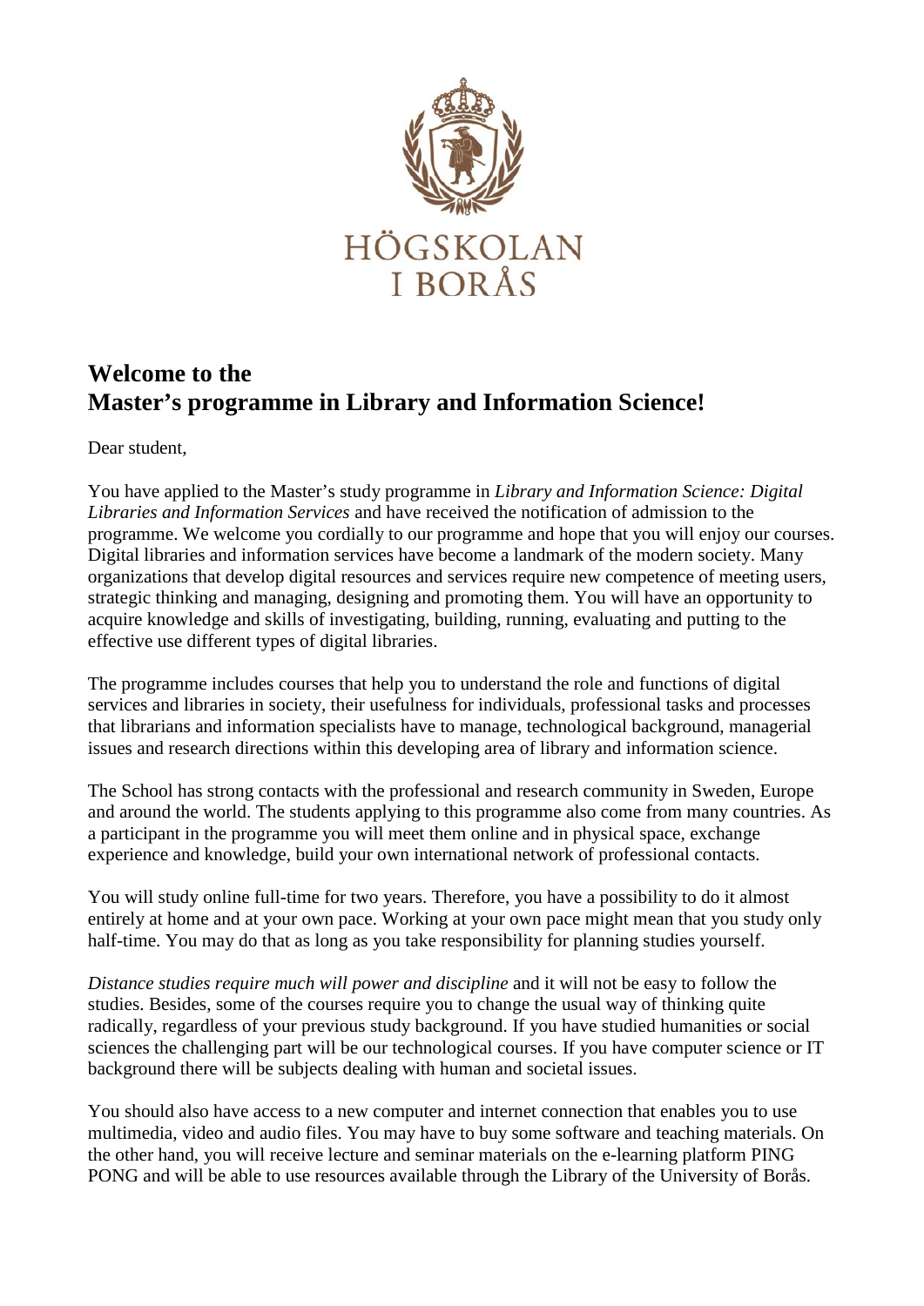HÖGSKOLAN I BORÅS

# Welcome to the Master's programme in Library and Information Science!

Dear student,

You have applied to the Master's study programme in *Library and Information Science: Digital Libraries and Information Services* and have received the notification of admission to the programme. We welcome you cordially to our programme and hope that you will enjoy our courses. Digital libraries and information services have become a landmark of the modern society. Many organizations that develop digital resources and services require new competence of meeting users, strategic thinking and managing, designing and promoting them. You will have an opportunity to acquire knowledge and skills of investigating, building, running, evaluating and putting to the effective use different types of digital libraries.

The programme includes courses that help you to understand the role and functions of digital services and libraries in society, their usefulness for individuals, professional tasks and processes that librarians and information specialists have to manage, technological background, managerial issues and research directions within this developing area of library and information science.

The School has strong contacts with the professional and research community in Sweden, Europe and around the world. The students applying to this programme also come from many countries. As a participant in the programme you will meet them online and in physical space, exchange experience and knowledge, build your own international network of professional contacts.

You will study online full-time for two years. Therefore, you have a possibility to do it almost entirely at home and at your own pace. Working at your own pace might mean that you study only half-time. You may do that as long as you take responsibility for planning studies yourself.

*Distance studies require much will power and discipline* and it will not be easy to follow the studies. Besides, some of the courses require you to change the usual way of thinking quite radically, regardless of your previous study background. If you have studied humanities or social sciences the challenging part will be our technological courses. If you have computer science or IT background there will be subjects dealing with human and societal issues.

You should also have access to a new computer and internet connection that enables you to use multimedia, video and audio files. You may have to buy some software and teaching materials. On the other hand, you will receive lecture and seminar materials on the e-learning platform PING PONG and will be able to use resources available through the Library of the University of Borås.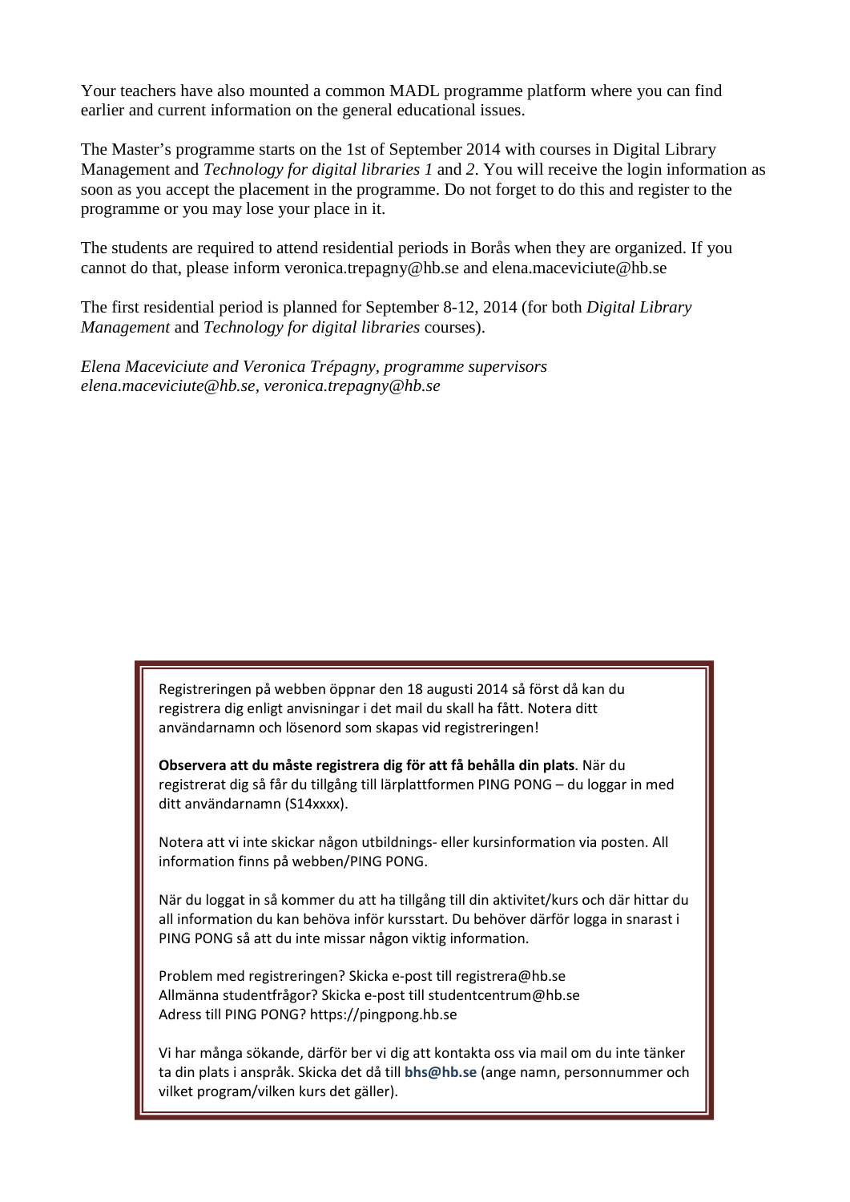Your teachers have also mounted a common MADL programme platform where you can find earlier and current information on the general educational issues.

The Master's programme starts on the 1st of September 2014 with courses in Digital Library Management and *Technology for digital libraries 1* and *2*. You will receive the login information as soon as you accept the placement in the programme. Do not forget to do this and register to the programme or you may lose your place in it.

The students are required to attend residential periods in Borås when they are organized. If you cannot do that, please inform veronica.trepagny@hb.se and elena.maceviciute@hb.se

The first residential period is planned for September 8-12, 2014 (for both *Digital Library Management* and *Technology for digital libraries* courses).

*Elena Maceviciute and Veronica Trépagny, programme supervisors*
*elena.maceviciute@hb.se, veronica.trepagny@hb.se*

Registreringen på webben öppnar den 18 augusti 2014 så först då kan du registrera dig enligt anvisningar i det mail du skall ha fått. Notera ditt användarnamn och lösenord som skapas vid registreringen!

**Observera att du måste registrera dig för att få behålla din plats**. När du registrerat dig så får du tillgång till lärplattformen PING PONG – du loggar in med ditt användarnamn (S14xxxx).

Notera att vi inte skickar någon utbildnings- eller kursinformation via posten. All information finns på webben/PING PONG.

När du loggat in så kommer du att ha tillgång till din aktivitet/kurs och där hittar du all information du kan behöva inför kursstart. Du behöver därför logga in snarast i PING PONG så att du inte missar någon viktig information.

Problem med registreringen? Skicka e-post till registrera@hb.se
Allmänna studentfrågor? Skicka e-post till studentcentrum@hb.se
Adress till PING PONG? https://pingpong.hb.se

Vi har många sökande, därför ber vi dig att kontakta oss via mail om du inte tänker ta din plats i anspråk. Skicka det då till **bhs@hb.se** (ange namn, personnummer och vilket program/vilken kurs det gäller).